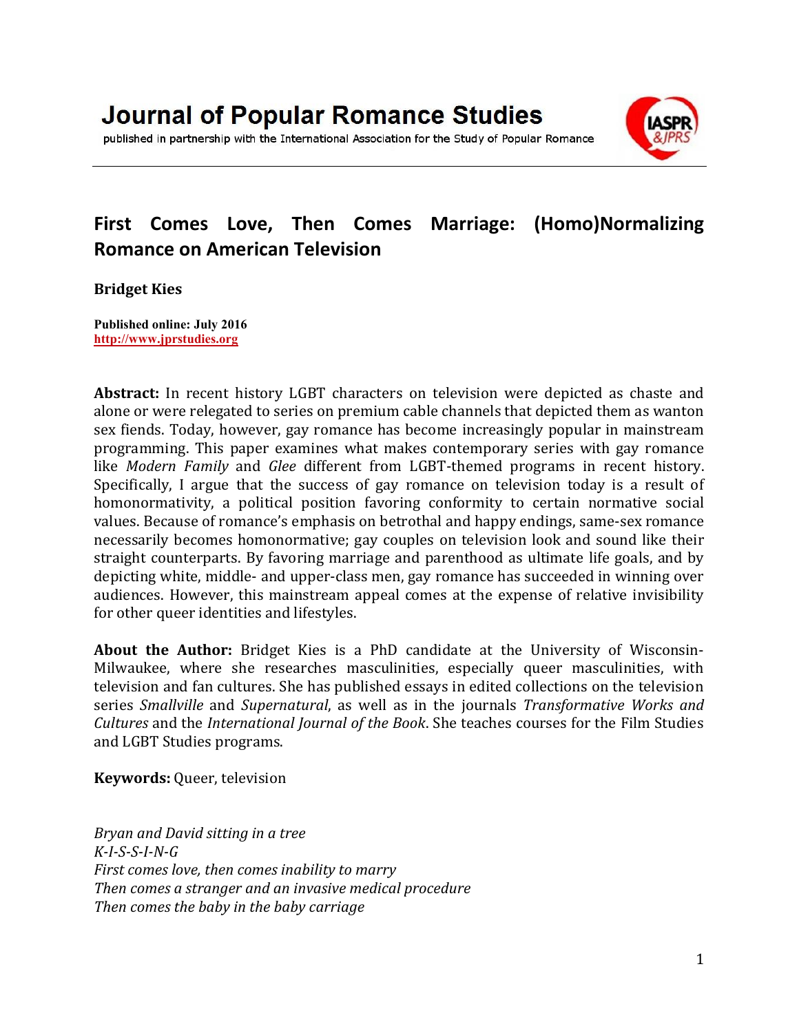Journal of Popular Romance Studies

published in partnership with the International Association for the Study of Popular Romance

# First Comes Love, Then Comes Marriage: (Homo)Normalizing Romance on American Television

**Bridget Kies**

**Published online: July 2016**
http://www.jprstudies.org

**Abstract:** In recent history LGBT characters on television were depicted as chaste and alone or were relegated to series on premium cable channels that depicted them as wanton sex fiends. Today, however, gay romance has become increasingly popular in mainstream programming. This paper examines what makes contemporary series with gay romance like *Modern Family* and *Glee* different from LGBT-themed programs in recent history. Specifically, I argue that the success of gay romance on television today is a result of homonormativity, a political position favoring conformity to certain normative social values. Because of romance's emphasis on betrothal and happy endings, same-sex romance necessarily becomes homonormative; gay couples on television look and sound like their straight counterparts. By favoring marriage and parenthood as ultimate life goals, and by depicting white, middle- and upper-class men, gay romance has succeeded in winning over audiences. However, this mainstream appeal comes at the expense of relative invisibility for other queer identities and lifestyles.

**About the Author:** Bridget Kies is a PhD candidate at the University of Wisconsin-Milwaukee, where she researches masculinities, especially queer masculinities, with television and fan cultures. She has published essays in edited collections on the television series *Smallville* and *Supernatural*, as well as in the journals *Transformative Works and Cultures* and the *International Journal of the Book*. She teaches courses for the Film Studies and LGBT Studies programs.

**Keywords:** Queer, television

*Bryan and David sitting in a tree*
*K-I-S-S-I-N-G*
*First comes love, then comes inability to marry*
*Then comes a stranger and an invasive medical procedure*
*Then comes the baby in the baby carriage*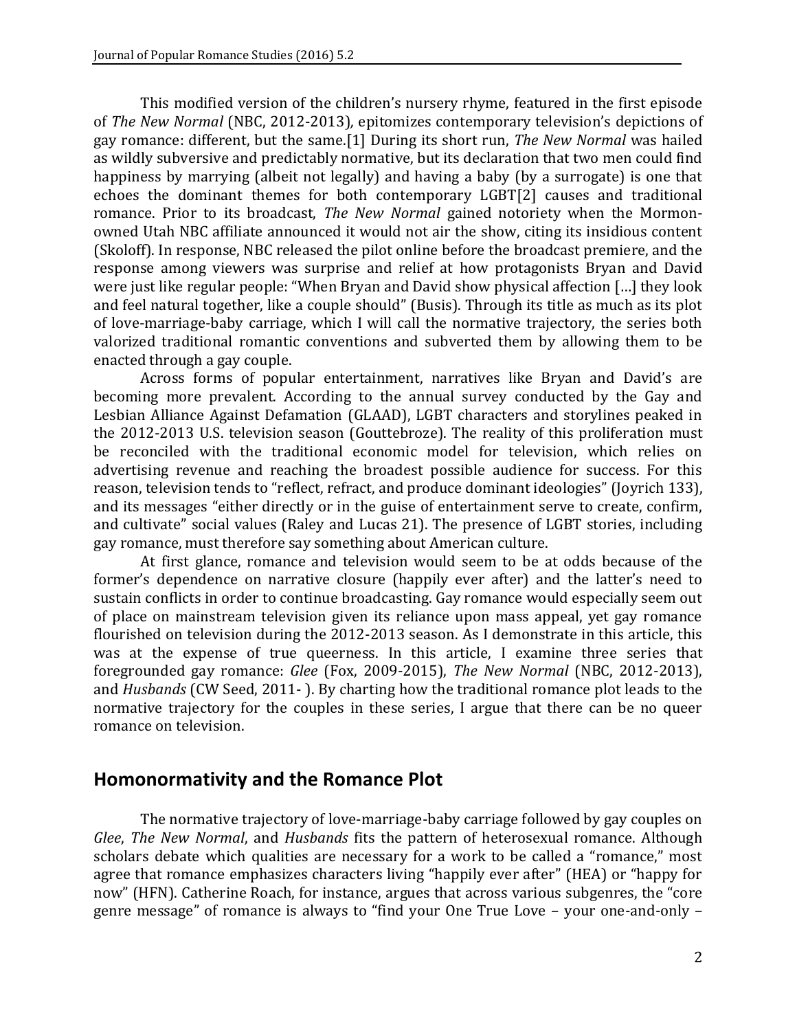This modified version of the children's nursery rhyme, featured in the first episode of *The New Normal* (NBC, 2012-2013)*,* epitomizes contemporary television's depictions of gay romance: different, but the same.[1] During its short run, *The New Normal* was hailed as wildly subversive and predictably normative, but its declaration that two men could find happiness by marrying (albeit not legally) and having a baby (by a surrogate) is one that echoes the dominant themes for both contemporary LGBT[2] causes and traditional romance. Prior to its broadcast, *The New Normal* gained notoriety when the Mormon-owned Utah NBC affiliate announced it would not air the show, citing its insidious content (Skoloff). In response, NBC released the pilot online before the broadcast premiere, and the response among viewers was surprise and relief at how protagonists Bryan and David were just like regular people: "When Bryan and David show physical affection […] they look and feel natural together, like a couple should" (Busis). Through its title as much as its plot of love-marriage-baby carriage, which I will call the normative trajectory, the series both valorized traditional romantic conventions and subverted them by allowing them to be enacted through a gay couple.

Across forms of popular entertainment, narratives like Bryan and David's are becoming more prevalent. According to the annual survey conducted by the Gay and Lesbian Alliance Against Defamation (GLAAD), LGBT characters and storylines peaked in the 2012-2013 U.S. television season (Gouttebroze). The reality of this proliferation must be reconciled with the traditional economic model for television, which relies on advertising revenue and reaching the broadest possible audience for success. For this reason, television tends to "reflect, refract, and produce dominant ideologies" (Joyrich 133), and its messages "either directly or in the guise of entertainment serve to create, confirm, and cultivate" social values (Raley and Lucas 21). The presence of LGBT stories, including gay romance, must therefore say something about American culture.

At first glance, romance and television would seem to be at odds because of the former's dependence on narrative closure (happily ever after) and the latter's need to sustain conflicts in order to continue broadcasting. Gay romance would especially seem out of place on mainstream television given its reliance upon mass appeal, yet gay romance flourished on television during the 2012-2013 season. As I demonstrate in this article, this was at the expense of true queerness. In this article, I examine three series that foregrounded gay romance: *Glee* (Fox, 2009-2015), *The New Normal* (NBC, 2012-2013), and *Husbands* (CW Seed, 2011- ). By charting how the traditional romance plot leads to the normative trajectory for the couples in these series, I argue that there can be no queer romance on television.

## Homonormativity and the Romance Plot

The normative trajectory of love-marriage-baby carriage followed by gay couples on *Glee*, *The New Normal*, and *Husbands* fits the pattern of heterosexual romance. Although scholars debate which qualities are necessary for a work to be called a "romance," most agree that romance emphasizes characters living "happily ever after" (HEA) or "happy for now" (HFN). Catherine Roach, for instance, argues that across various subgenres, the "core genre message" of romance is always to "find your One True Love – your one-and-only –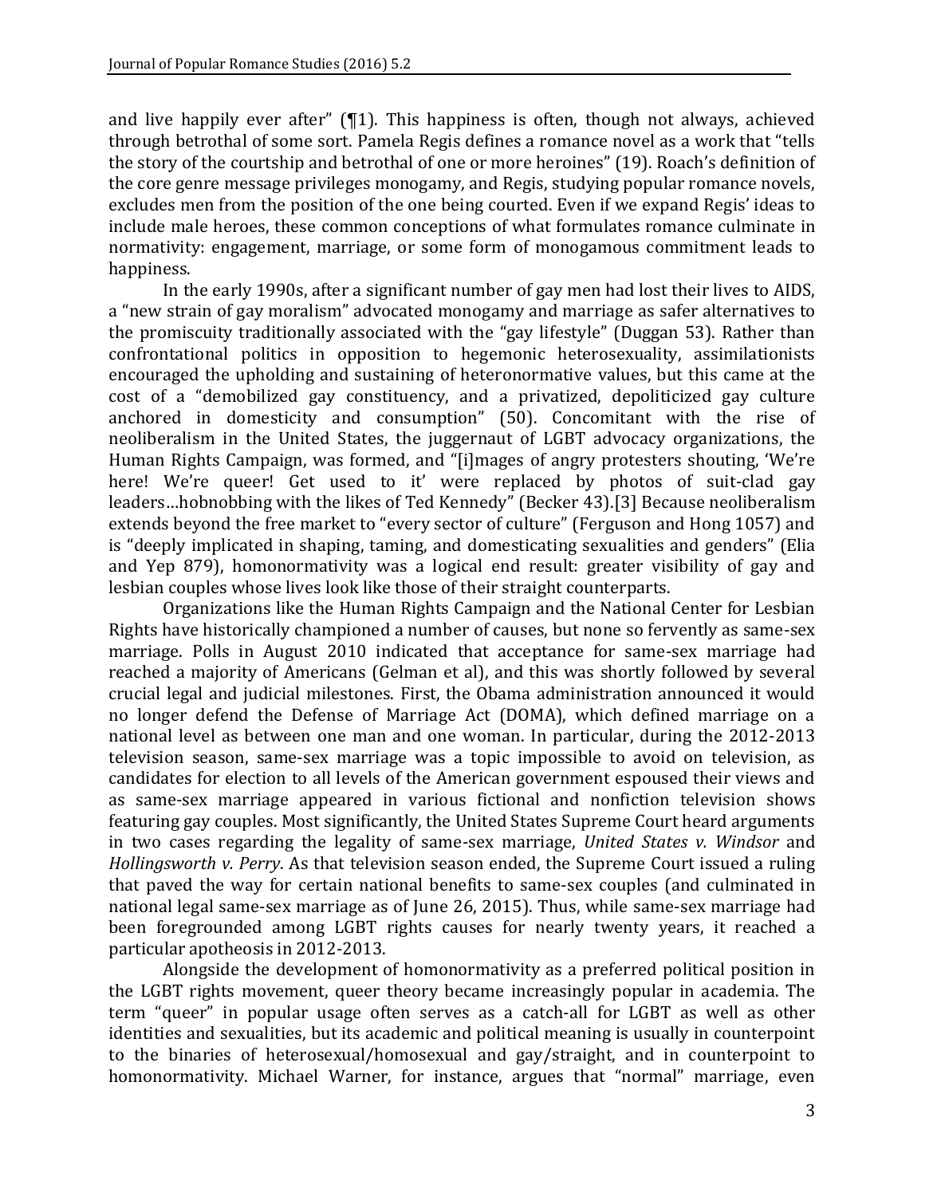and live happily ever after" (¶1). This happiness is often, though not always, achieved through betrothal of some sort. Pamela Regis defines a romance novel as a work that "tells the story of the courtship and betrothal of one or more heroines" (19). Roach's definition of the core genre message privileges monogamy, and Regis, studying popular romance novels, excludes men from the position of the one being courted. Even if we expand Regis' ideas to include male heroes, these common conceptions of what formulates romance culminate in normativity: engagement, marriage, or some form of monogamous commitment leads to happiness.

In the early 1990s, after a significant number of gay men had lost their lives to AIDS, a "new strain of gay moralism" advocated monogamy and marriage as safer alternatives to the promiscuity traditionally associated with the "gay lifestyle" (Duggan 53). Rather than confrontational politics in opposition to hegemonic heterosexuality, assimilationists encouraged the upholding and sustaining of heteronormative values, but this came at the cost of a "demobilized gay constituency, and a privatized, depoliticized gay culture anchored in domesticity and consumption" (50). Concomitant with the rise of neoliberalism in the United States, the juggernaut of LGBT advocacy organizations, the Human Rights Campaign, was formed, and "[i]mages of angry protesters shouting, 'We're here! We're queer! Get used to it' were replaced by photos of suit-clad gay leaders…hobnobbing with the likes of Ted Kennedy" (Becker 43).[3] Because neoliberalism extends beyond the free market to "every sector of culture" (Ferguson and Hong 1057) and is "deeply implicated in shaping, taming, and domesticating sexualities and genders" (Elia and Yep 879), homonormativity was a logical end result: greater visibility of gay and lesbian couples whose lives look like those of their straight counterparts.

Organizations like the Human Rights Campaign and the National Center for Lesbian Rights have historically championed a number of causes, but none so fervently as same-sex marriage. Polls in August 2010 indicated that acceptance for same-sex marriage had reached a majority of Americans (Gelman et al), and this was shortly followed by several crucial legal and judicial milestones. First, the Obama administration announced it would no longer defend the Defense of Marriage Act (DOMA), which defined marriage on a national level as between one man and one woman. In particular, during the 2012-2013 television season, same-sex marriage was a topic impossible to avoid on television, as candidates for election to all levels of the American government espoused their views and as same-sex marriage appeared in various fictional and nonfiction television shows featuring gay couples. Most significantly, the United States Supreme Court heard arguments in two cases regarding the legality of same-sex marriage, *United States v. Windsor* and *Hollingsworth v. Perry*. As that television season ended, the Supreme Court issued a ruling that paved the way for certain national benefits to same-sex couples (and culminated in national legal same-sex marriage as of June 26, 2015). Thus, while same-sex marriage had been foregrounded among LGBT rights causes for nearly twenty years, it reached a particular apotheosis in 2012-2013.

Alongside the development of homonormativity as a preferred political position in the LGBT rights movement, queer theory became increasingly popular in academia. The term "queer" in popular usage often serves as a catch-all for LGBT as well as other identities and sexualities, but its academic and political meaning is usually in counterpoint to the binaries of heterosexual/homosexual and gay/straight, and in counterpoint to homonormativity. Michael Warner, for instance, argues that "normal" marriage, even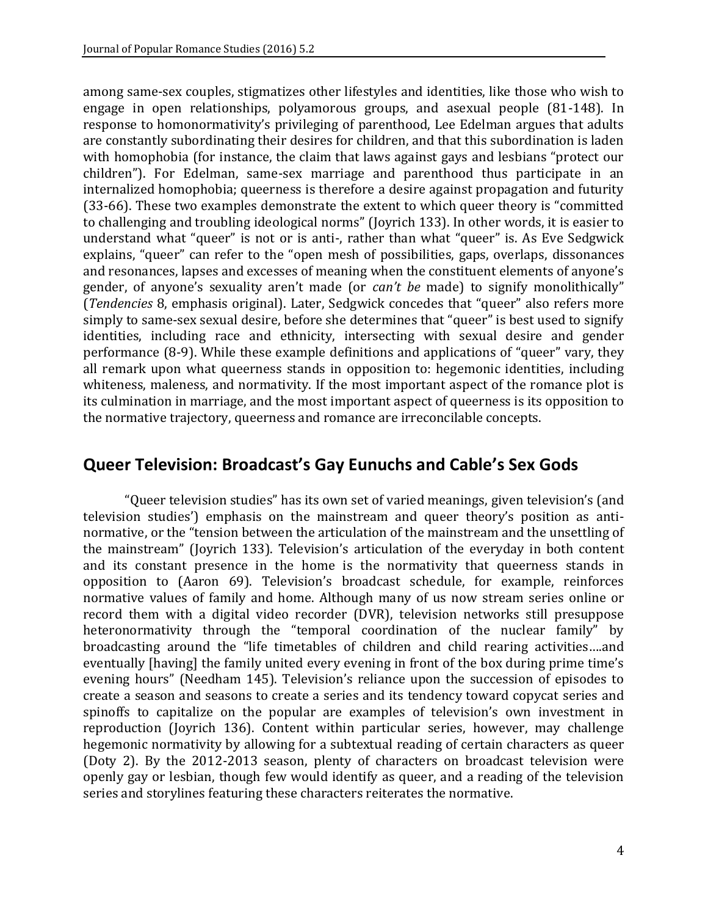among same-sex couples, stigmatizes other lifestyles and identities, like those who wish to engage in open relationships, polyamorous groups, and asexual people (81-148). In response to homonormativity's privileging of parenthood, Lee Edelman argues that adults are constantly subordinating their desires for children, and that this subordination is laden with homophobia (for instance, the claim that laws against gays and lesbians "protect our children"). For Edelman, same-sex marriage and parenthood thus participate in an internalized homophobia; queerness is therefore a desire against propagation and futurity (33-66). These two examples demonstrate the extent to which queer theory is "committed to challenging and troubling ideological norms" (Joyrich 133). In other words, it is easier to understand what "queer" is not or is anti-, rather than what "queer" is. As Eve Sedgwick explains, "queer" can refer to the "open mesh of possibilities, gaps, overlaps, dissonances and resonances, lapses and excesses of meaning when the constituent elements of anyone's gender, of anyone's sexuality aren't made (or *can't be* made) to signify monolithically" (*Tendencies* 8, emphasis original). Later, Sedgwick concedes that "queer" also refers more simply to same-sex sexual desire, before she determines that "queer" is best used to signify identities, including race and ethnicity, intersecting with sexual desire and gender performance (8-9). While these example definitions and applications of "queer" vary, they all remark upon what queerness stands in opposition to: hegemonic identities, including whiteness, maleness, and normativity. If the most important aspect of the romance plot is its culmination in marriage, and the most important aspect of queerness is its opposition to the normative trajectory, queerness and romance are irreconcilable concepts.

## Queer Television: Broadcast's Gay Eunuchs and Cable's Sex Gods

"Queer television studies" has its own set of varied meanings, given television's (and television studies') emphasis on the mainstream and queer theory's position as anti-normative, or the "tension between the articulation of the mainstream and the unsettling of the mainstream" (Joyrich 133). Television's articulation of the everyday in both content and its constant presence in the home is the normativity that queerness stands in opposition to (Aaron 69). Television's broadcast schedule, for example, reinforces normative values of family and home. Although many of us now stream series online or record them with a digital video recorder (DVR), television networks still presuppose heteronormativity through the "temporal coordination of the nuclear family" by broadcasting around the "life timetables of children and child rearing activities….and eventually [having] the family united every evening in front of the box during prime time's evening hours" (Needham 145). Television's reliance upon the succession of episodes to create a season and seasons to create a series and its tendency toward copycat series and spinoffs to capitalize on the popular are examples of television's own investment in reproduction (Joyrich 136). Content within particular series, however, may challenge hegemonic normativity by allowing for a subtextual reading of certain characters as queer (Doty 2). By the 2012-2013 season, plenty of characters on broadcast television were openly gay or lesbian, though few would identify as queer, and a reading of the television series and storylines featuring these characters reiterates the normative.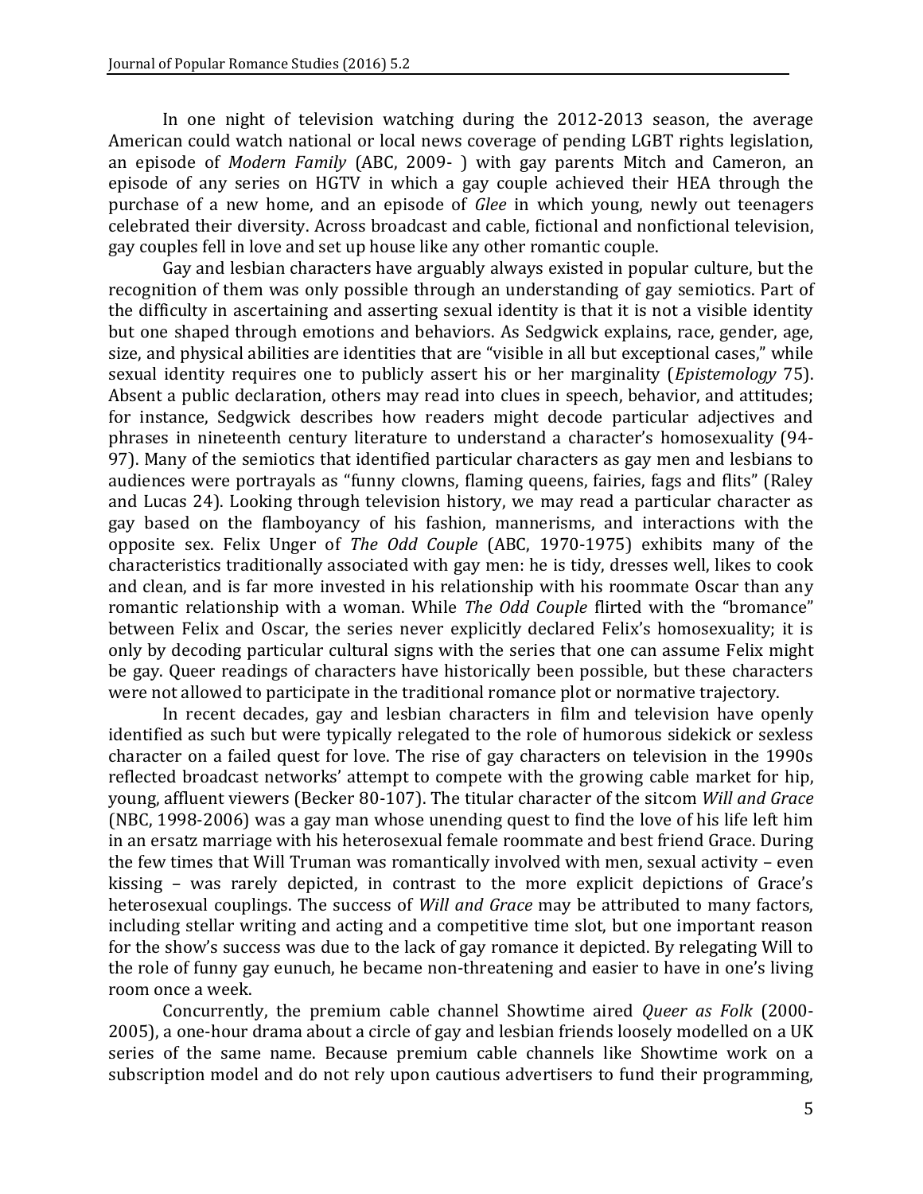In one night of television watching during the 2012-2013 season, the average American could watch national or local news coverage of pending LGBT rights legislation, an episode of *Modern Family* (ABC, 2009- ) with gay parents Mitch and Cameron, an episode of any series on HGTV in which a gay couple achieved their HEA through the purchase of a new home, and an episode of *Glee* in which young, newly out teenagers celebrated their diversity. Across broadcast and cable, fictional and nonfictional television, gay couples fell in love and set up house like any other romantic couple.

Gay and lesbian characters have arguably always existed in popular culture, but the recognition of them was only possible through an understanding of gay semiotics. Part of the difficulty in ascertaining and asserting sexual identity is that it is not a visible identity but one shaped through emotions and behaviors. As Sedgwick explains, race, gender, age, size, and physical abilities are identities that are "visible in all but exceptional cases," while sexual identity requires one to publicly assert his or her marginality (*Epistemology* 75). Absent a public declaration, others may read into clues in speech, behavior, and attitudes; for instance, Sedgwick describes how readers might decode particular adjectives and phrases in nineteenth century literature to understand a character's homosexuality (94-97). Many of the semiotics that identified particular characters as gay men and lesbians to audiences were portrayals as "funny clowns, flaming queens, fairies, fags and flits" (Raley and Lucas 24). Looking through television history, we may read a particular character as gay based on the flamboyancy of his fashion, mannerisms, and interactions with the opposite sex. Felix Unger of *The Odd Couple* (ABC, 1970-1975) exhibits many of the characteristics traditionally associated with gay men: he is tidy, dresses well, likes to cook and clean, and is far more invested in his relationship with his roommate Oscar than any romantic relationship with a woman. While *The Odd Couple* flirted with the "bromance" between Felix and Oscar, the series never explicitly declared Felix's homosexuality; it is only by decoding particular cultural signs with the series that one can assume Felix might be gay. Queer readings of characters have historically been possible, but these characters were not allowed to participate in the traditional romance plot or normative trajectory.

In recent decades, gay and lesbian characters in film and television have openly identified as such but were typically relegated to the role of humorous sidekick or sexless character on a failed quest for love. The rise of gay characters on television in the 1990s reflected broadcast networks' attempt to compete with the growing cable market for hip, young, affluent viewers (Becker 80-107). The titular character of the sitcom *Will and Grace* (NBC, 1998-2006) was a gay man whose unending quest to find the love of his life left him in an ersatz marriage with his heterosexual female roommate and best friend Grace. During the few times that Will Truman was romantically involved with men, sexual activity – even kissing – was rarely depicted, in contrast to the more explicit depictions of Grace's heterosexual couplings. The success of *Will and Grace* may be attributed to many factors, including stellar writing and acting and a competitive time slot, but one important reason for the show's success was due to the lack of gay romance it depicted. By relegating Will to the role of funny gay eunuch, he became non-threatening and easier to have in one's living room once a week.

Concurrently, the premium cable channel Showtime aired *Queer as Folk* (2000-2005), a one-hour drama about a circle of gay and lesbian friends loosely modelled on a UK series of the same name. Because premium cable channels like Showtime work on a subscription model and do not rely upon cautious advertisers to fund their programming,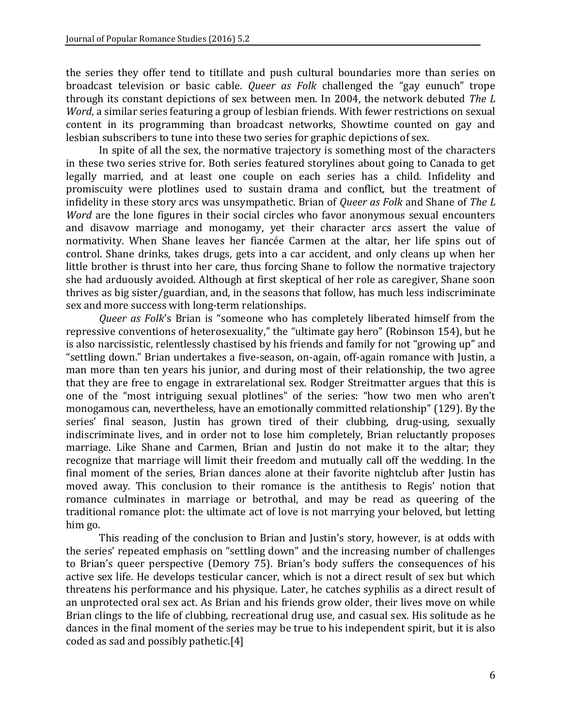the series they offer tend to titillate and push cultural boundaries more than series on broadcast television or basic cable. *Queer as Folk* challenged the "gay eunuch" trope through its constant depictions of sex between men. In 2004, the network debuted *The L Word*, a similar series featuring a group of lesbian friends. With fewer restrictions on sexual content in its programming than broadcast networks, Showtime counted on gay and lesbian subscribers to tune into these two series for graphic depictions of sex.

In spite of all the sex, the normative trajectory is something most of the characters in these two series strive for. Both series featured storylines about going to Canada to get legally married, and at least one couple on each series has a child. Infidelity and promiscuity were plotlines used to sustain drama and conflict, but the treatment of infidelity in these story arcs was unsympathetic. Brian of *Queer as Folk* and Shane of *The L Word* are the lone figures in their social circles who favor anonymous sexual encounters and disavow marriage and monogamy, yet their character arcs assert the value of normativity. When Shane leaves her fiancée Carmen at the altar, her life spins out of control. Shane drinks, takes drugs, gets into a car accident, and only cleans up when her little brother is thrust into her care, thus forcing Shane to follow the normative trajectory she had arduously avoided. Although at first skeptical of her role as caregiver, Shane soon thrives as big sister/guardian, and, in the seasons that follow, has much less indiscriminate sex and more success with long-term relationships.

*Queer as Folk*'s Brian is "someone who has completely liberated himself from the repressive conventions of heterosexuality," the "ultimate gay hero" (Robinson 154), but he is also narcissistic, relentlessly chastised by his friends and family for not "growing up" and "settling down." Brian undertakes a five-season, on-again, off-again romance with Justin, a man more than ten years his junior, and during most of their relationship, the two agree that they are free to engage in extrarelational sex. Rodger Streitmatter argues that this is one of the "most intriguing sexual plotlines" of the series: "how two men who aren't monogamous can, nevertheless, have an emotionally committed relationship" (129). By the series' final season, Justin has grown tired of their clubbing, drug-using, sexually indiscriminate lives, and in order not to lose him completely, Brian reluctantly proposes marriage. Like Shane and Carmen, Brian and Justin do not make it to the altar; they recognize that marriage will limit their freedom and mutually call off the wedding. In the final moment of the series, Brian dances alone at their favorite nightclub after Justin has moved away. This conclusion to their romance is the antithesis to Regis' notion that romance culminates in marriage or betrothal, and may be read as queering of the traditional romance plot: the ultimate act of love is not marrying your beloved, but letting him go.

This reading of the conclusion to Brian and Justin's story, however, is at odds with the series' repeated emphasis on "settling down" and the increasing number of challenges to Brian's queer perspective (Demory 75). Brian's body suffers the consequences of his active sex life. He develops testicular cancer, which is not a direct result of sex but which threatens his performance and his physique. Later, he catches syphilis as a direct result of an unprotected oral sex act. As Brian and his friends grow older, their lives move on while Brian clings to the life of clubbing, recreational drug use, and casual sex. His solitude as he dances in the final moment of the series may be true to his independent spirit, but it is also coded as sad and possibly pathetic.[4]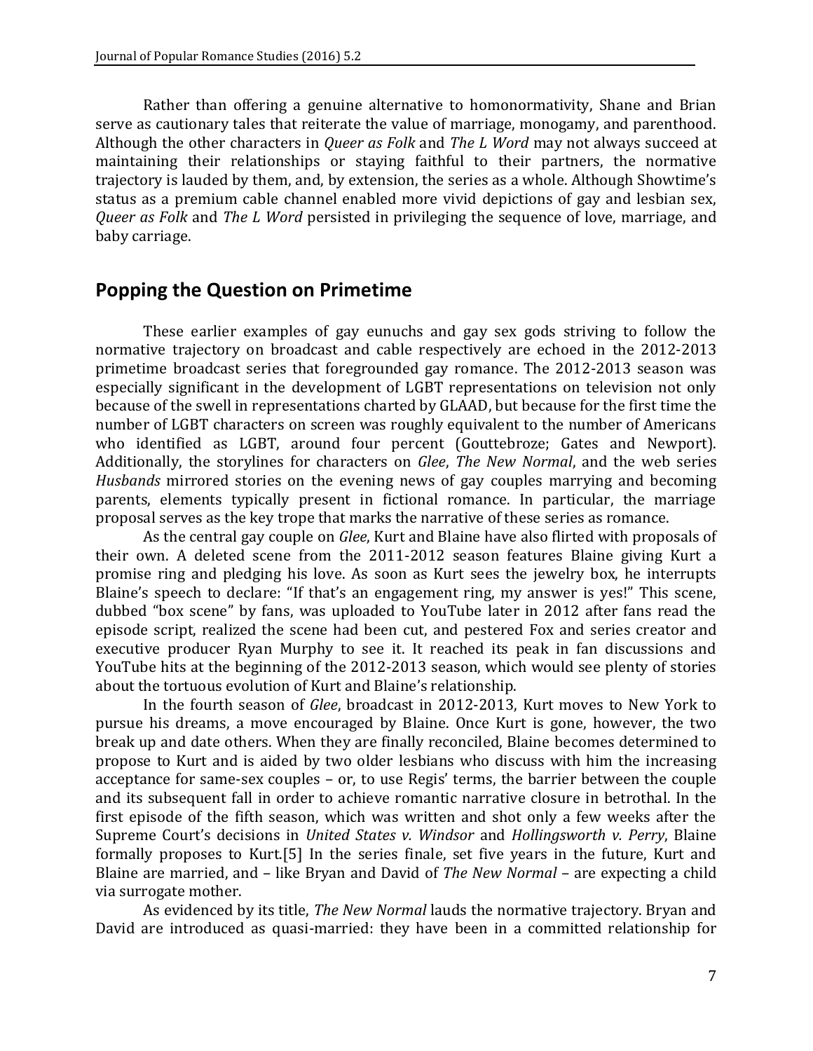Rather than offering a genuine alternative to homonormativity, Shane and Brian serve as cautionary tales that reiterate the value of marriage, monogamy, and parenthood. Although the other characters in *Queer as Folk* and *The L Word* may not always succeed at maintaining their relationships or staying faithful to their partners, the normative trajectory is lauded by them, and, by extension, the series as a whole. Although Showtime's status as a premium cable channel enabled more vivid depictions of gay and lesbian sex, *Queer as Folk* and *The L Word* persisted in privileging the sequence of love, marriage, and baby carriage.

## Popping the Question on Primetime

These earlier examples of gay eunuchs and gay sex gods striving to follow the normative trajectory on broadcast and cable respectively are echoed in the 2012-2013 primetime broadcast series that foregrounded gay romance. The 2012-2013 season was especially significant in the development of LGBT representations on television not only because of the swell in representations charted by GLAAD, but because for the first time the number of LGBT characters on screen was roughly equivalent to the number of Americans who identified as LGBT, around four percent (Gouttebroze; Gates and Newport). Additionally, the storylines for characters on *Glee*, *The New Normal*, and the web series *Husbands* mirrored stories on the evening news of gay couples marrying and becoming parents, elements typically present in fictional romance. In particular, the marriage proposal serves as the key trope that marks the narrative of these series as romance.

As the central gay couple on *Glee*, Kurt and Blaine have also flirted with proposals of their own. A deleted scene from the 2011-2012 season features Blaine giving Kurt a promise ring and pledging his love. As soon as Kurt sees the jewelry box, he interrupts Blaine's speech to declare: "If that's an engagement ring, my answer is yes!" This scene, dubbed "box scene" by fans, was uploaded to YouTube later in 2012 after fans read the episode script, realized the scene had been cut, and pestered Fox and series creator and executive producer Ryan Murphy to see it. It reached its peak in fan discussions and YouTube hits at the beginning of the 2012-2013 season, which would see plenty of stories about the tortuous evolution of Kurt and Blaine's relationship.

In the fourth season of *Glee*, broadcast in 2012-2013, Kurt moves to New York to pursue his dreams, a move encouraged by Blaine. Once Kurt is gone, however, the two break up and date others. When they are finally reconciled, Blaine becomes determined to propose to Kurt and is aided by two older lesbians who discuss with him the increasing acceptance for same-sex couples – or, to use Regis' terms, the barrier between the couple and its subsequent fall in order to achieve romantic narrative closure in betrothal. In the first episode of the fifth season, which was written and shot only a few weeks after the Supreme Court's decisions in *United States v. Windsor* and *Hollingsworth v. Perry*, Blaine formally proposes to Kurt.[5] In the series finale, set five years in the future, Kurt and Blaine are married, and – like Bryan and David of *The New Normal* – are expecting a child via surrogate mother.

As evidenced by its title, *The New Normal* lauds the normative trajectory. Bryan and David are introduced as quasi-married: they have been in a committed relationship for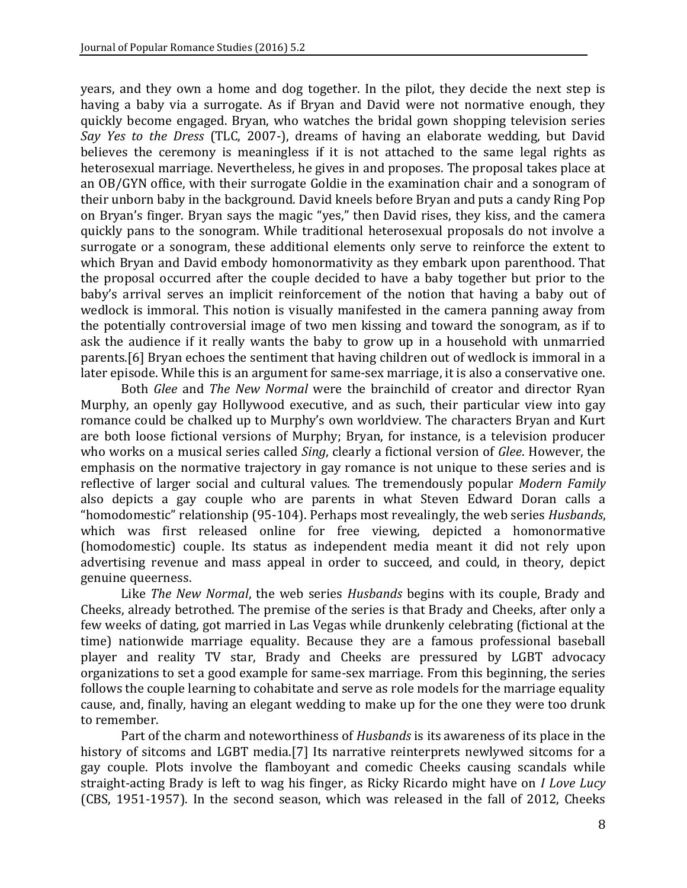years, and they own a home and dog together. In the pilot, they decide the next step is having a baby via a surrogate. As if Bryan and David were not normative enough, they quickly become engaged. Bryan, who watches the bridal gown shopping television series *Say Yes to the Dress* (TLC, 2007-), dreams of having an elaborate wedding, but David believes the ceremony is meaningless if it is not attached to the same legal rights as heterosexual marriage. Nevertheless, he gives in and proposes. The proposal takes place at an OB/GYN office, with their surrogate Goldie in the examination chair and a sonogram of their unborn baby in the background. David kneels before Bryan and puts a candy Ring Pop on Bryan's finger. Bryan says the magic "yes," then David rises, they kiss, and the camera quickly pans to the sonogram. While traditional heterosexual proposals do not involve a surrogate or a sonogram, these additional elements only serve to reinforce the extent to which Bryan and David embody homonormativity as they embark upon parenthood. That the proposal occurred after the couple decided to have a baby together but prior to the baby's arrival serves an implicit reinforcement of the notion that having a baby out of wedlock is immoral. This notion is visually manifested in the camera panning away from the potentially controversial image of two men kissing and toward the sonogram, as if to ask the audience if it really wants the baby to grow up in a household with unmarried parents.[6] Bryan echoes the sentiment that having children out of wedlock is immoral in a later episode. While this is an argument for same-sex marriage, it is also a conservative one.

Both *Glee* and *The New Normal* were the brainchild of creator and director Ryan Murphy, an openly gay Hollywood executive, and as such, their particular view into gay romance could be chalked up to Murphy's own worldview. The characters Bryan and Kurt are both loose fictional versions of Murphy; Bryan, for instance, is a television producer who works on a musical series called *Sing*, clearly a fictional version of *Glee*. However, the emphasis on the normative trajectory in gay romance is not unique to these series and is reflective of larger social and cultural values. The tremendously popular *Modern Family* also depicts a gay couple who are parents in what Steven Edward Doran calls a "homodomestic" relationship (95-104). Perhaps most revealingly, the web series *Husbands*, which was first released online for free viewing, depicted a homonormative (homodomestic) couple. Its status as independent media meant it did not rely upon advertising revenue and mass appeal in order to succeed, and could, in theory, depict genuine queerness.

Like *The New Normal*, the web series *Husbands* begins with its couple, Brady and Cheeks, already betrothed. The premise of the series is that Brady and Cheeks, after only a few weeks of dating, got married in Las Vegas while drunkenly celebrating (fictional at the time) nationwide marriage equality. Because they are a famous professional baseball player and reality TV star, Brady and Cheeks are pressured by LGBT advocacy organizations to set a good example for same-sex marriage. From this beginning, the series follows the couple learning to cohabitate and serve as role models for the marriage equality cause, and, finally, having an elegant wedding to make up for the one they were too drunk to remember.

Part of the charm and noteworthiness of *Husbands* is its awareness of its place in the history of sitcoms and LGBT media.[7] Its narrative reinterprets newlywed sitcoms for a gay couple. Plots involve the flamboyant and comedic Cheeks causing scandals while straight-acting Brady is left to wag his finger, as Ricky Ricardo might have on *I Love Lucy* (CBS, 1951-1957). In the second season, which was released in the fall of 2012, Cheeks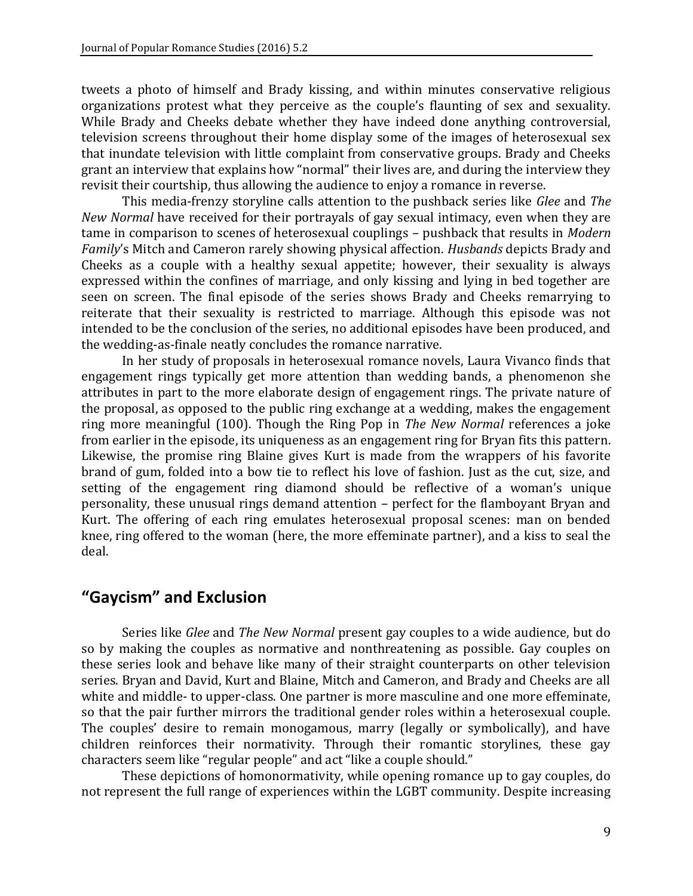tweets a photo of himself and Brady kissing, and within minutes conservative religious organizations protest what they perceive as the couple's flaunting of sex and sexuality. While Brady and Cheeks debate whether they have indeed done anything controversial, television screens throughout their home display some of the images of heterosexual sex that inundate television with little complaint from conservative groups. Brady and Cheeks grant an interview that explains how "normal" their lives are, and during the interview they revisit their courtship, thus allowing the audience to enjoy a romance in reverse.

This media-frenzy storyline calls attention to the pushback series like *Glee* and *The New Normal* have received for their portrayals of gay sexual intimacy, even when they are tame in comparison to scenes of heterosexual couplings – pushback that results in *Modern Family*'s Mitch and Cameron rarely showing physical affection. *Husbands* depicts Brady and Cheeks as a couple with a healthy sexual appetite; however, their sexuality is always expressed within the confines of marriage, and only kissing and lying in bed together are seen on screen. The final episode of the series shows Brady and Cheeks remarrying to reiterate that their sexuality is restricted to marriage. Although this episode was not intended to be the conclusion of the series, no additional episodes have been produced, and the wedding-as-finale neatly concludes the romance narrative.

In her study of proposals in heterosexual romance novels, Laura Vivanco finds that engagement rings typically get more attention than wedding bands, a phenomenon she attributes in part to the more elaborate design of engagement rings. The private nature of the proposal, as opposed to the public ring exchange at a wedding, makes the engagement ring more meaningful (100). Though the Ring Pop in *The New Normal* references a joke from earlier in the episode, its uniqueness as an engagement ring for Bryan fits this pattern. Likewise, the promise ring Blaine gives Kurt is made from the wrappers of his favorite brand of gum, folded into a bow tie to reflect his love of fashion. Just as the cut, size, and setting of the engagement ring diamond should be reflective of a woman's unique personality, these unusual rings demand attention – perfect for the flamboyant Bryan and Kurt. The offering of each ring emulates heterosexual proposal scenes: man on bended knee, ring offered to the woman (here, the more effeminate partner), and a kiss to seal the deal.

## "Gaycism" and Exclusion

Series like *Glee* and *The New Normal* present gay couples to a wide audience, but do so by making the couples as normative and nonthreatening as possible. Gay couples on these series look and behave like many of their straight counterparts on other television series. Bryan and David, Kurt and Blaine, Mitch and Cameron, and Brady and Cheeks are all white and middle- to upper-class. One partner is more masculine and one more effeminate, so that the pair further mirrors the traditional gender roles within a heterosexual couple. The couples' desire to remain monogamous, marry (legally or symbolically), and have children reinforces their normativity. Through their romantic storylines, these gay characters seem like "regular people" and act "like a couple should."

These depictions of homonormativity, while opening romance up to gay couples, do not represent the full range of experiences within the LGBT community. Despite increasing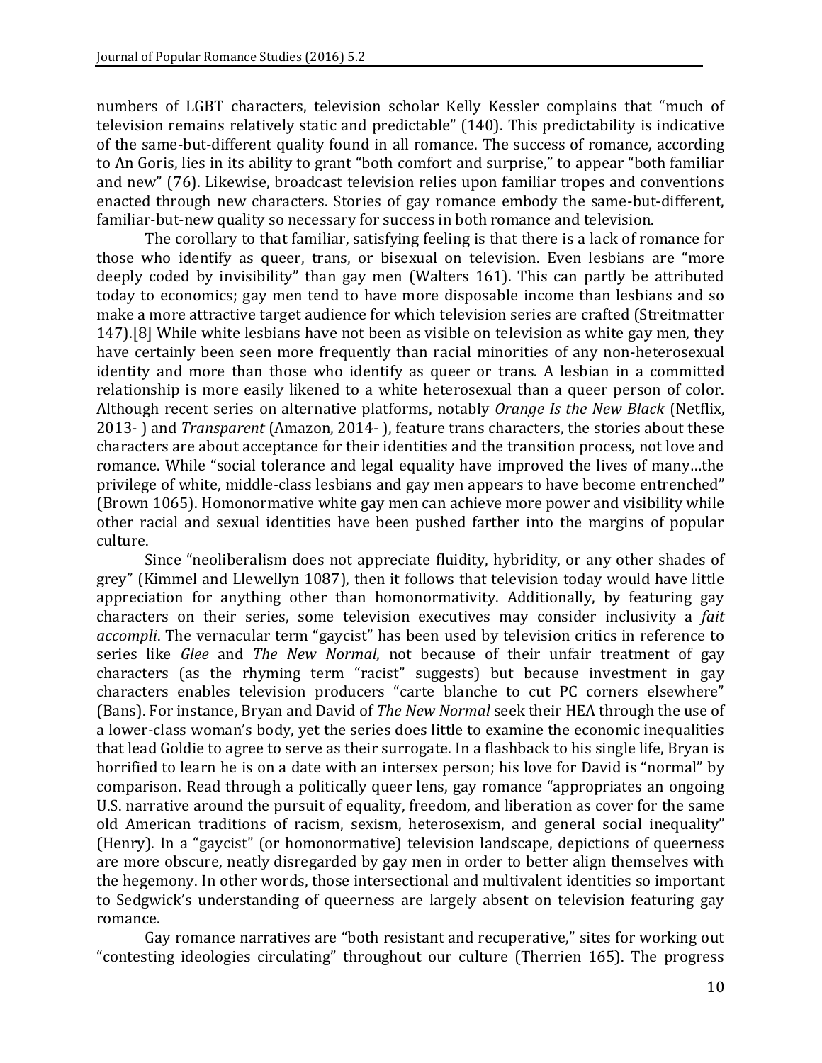numbers of LGBT characters, television scholar Kelly Kessler complains that "much of television remains relatively static and predictable" (140). This predictability is indicative of the same-but-different quality found in all romance. The success of romance, according to An Goris, lies in its ability to grant "both comfort and surprise," to appear "both familiar and new" (76). Likewise, broadcast television relies upon familiar tropes and conventions enacted through new characters. Stories of gay romance embody the same-but-different, familiar-but-new quality so necessary for success in both romance and television.

The corollary to that familiar, satisfying feeling is that there is a lack of romance for those who identify as queer, trans, or bisexual on television. Even lesbians are "more deeply coded by invisibility" than gay men (Walters 161). This can partly be attributed today to economics; gay men tend to have more disposable income than lesbians and so make a more attractive target audience for which television series are crafted (Streitmatter 147).[8] While white lesbians have not been as visible on television as white gay men, they have certainly been seen more frequently than racial minorities of any non-heterosexual identity and more than those who identify as queer or trans. A lesbian in a committed relationship is more easily likened to a white heterosexual than a queer person of color. Although recent series on alternative platforms, notably *Orange Is the New Black* (Netflix, 2013- ) and *Transparent* (Amazon, 2014- ), feature trans characters, the stories about these characters are about acceptance for their identities and the transition process, not love and romance. While "social tolerance and legal equality have improved the lives of many…the privilege of white, middle-class lesbians and gay men appears to have become entrenched" (Brown 1065). Homonormative white gay men can achieve more power and visibility while other racial and sexual identities have been pushed farther into the margins of popular culture.

Since "neoliberalism does not appreciate fluidity, hybridity, or any other shades of grey" (Kimmel and Llewellyn 1087), then it follows that television today would have little appreciation for anything other than homonormativity. Additionally, by featuring gay characters on their series, some television executives may consider inclusivity a *fait accompli*. The vernacular term "gaycist" has been used by television critics in reference to series like *Glee* and *The New Normal*, not because of their unfair treatment of gay characters (as the rhyming term "racist" suggests) but because investment in gay characters enables television producers "carte blanche to cut PC corners elsewhere" (Bans). For instance, Bryan and David of *The New Normal* seek their HEA through the use of a lower-class woman's body, yet the series does little to examine the economic inequalities that lead Goldie to agree to serve as their surrogate. In a flashback to his single life, Bryan is horrified to learn he is on a date with an intersex person; his love for David is "normal" by comparison. Read through a politically queer lens, gay romance "appropriates an ongoing U.S. narrative around the pursuit of equality, freedom, and liberation as cover for the same old American traditions of racism, sexism, heterosexism, and general social inequality" (Henry). In a "gaycist" (or homonormative) television landscape, depictions of queerness are more obscure, neatly disregarded by gay men in order to better align themselves with the hegemony. In other words, those intersectional and multivalent identities so important to Sedgwick's understanding of queerness are largely absent on television featuring gay romance.

Gay romance narratives are "both resistant and recuperative," sites for working out "contesting ideologies circulating" throughout our culture (Therrien 165). The progress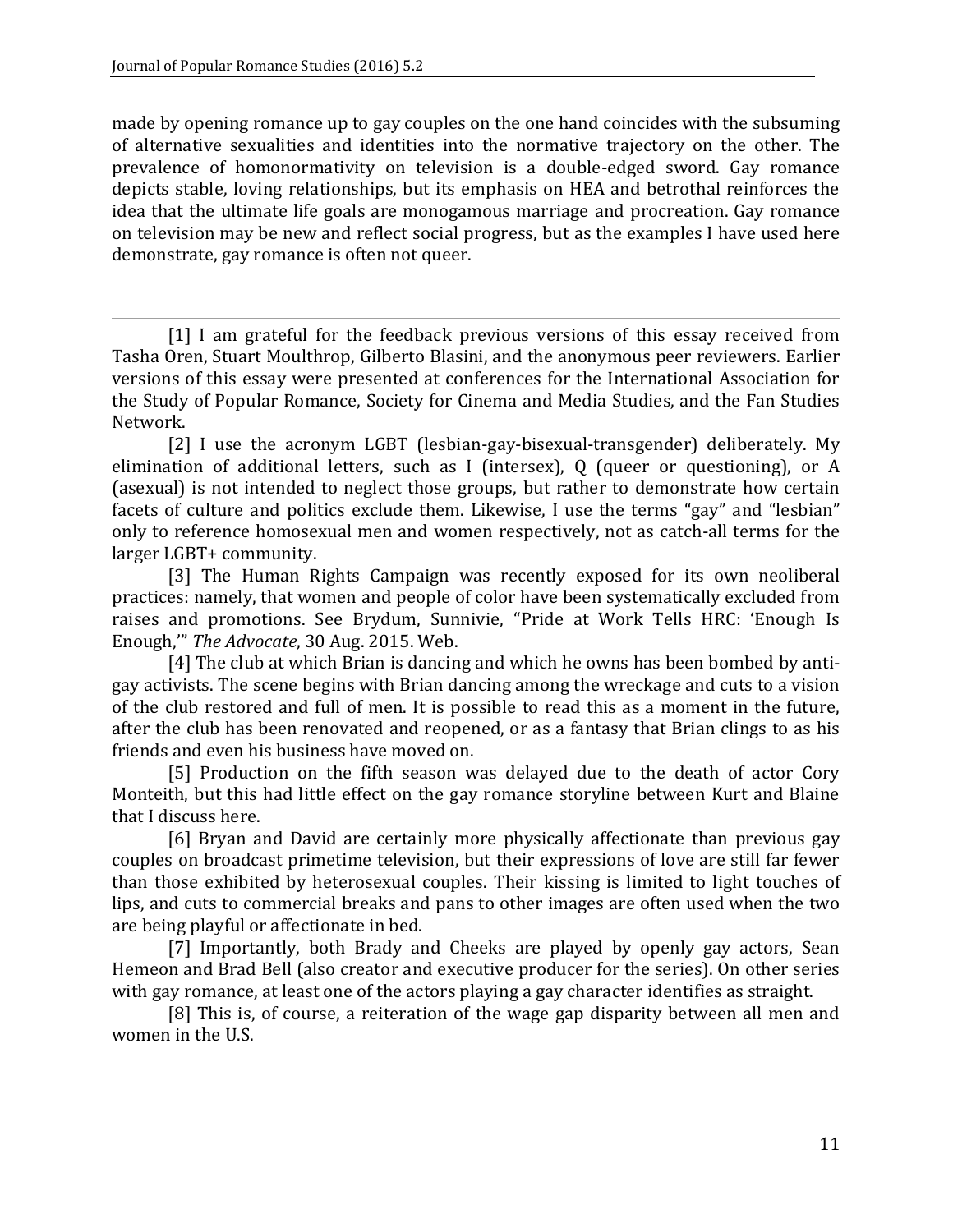made by opening romance up to gay couples on the one hand coincides with the subsuming of alternative sexualities and identities into the normative trajectory on the other. The prevalence of homonormativity on television is a double-edged sword. Gay romance depicts stable, loving relationships, but its emphasis on HEA and betrothal reinforces the idea that the ultimate life goals are monogamous marriage and procreation. Gay romance on television may be new and reflect social progress, but as the examples I have used here demonstrate, gay romance is often not queer.

---

[1] I am grateful for the feedback previous versions of this essay received from Tasha Oren, Stuart Moulthrop, Gilberto Blasini, and the anonymous peer reviewers. Earlier versions of this essay were presented at conferences for the International Association for the Study of Popular Romance, Society for Cinema and Media Studies, and the Fan Studies Network.

[2] I use the acronym LGBT (lesbian-gay-bisexual-transgender) deliberately. My elimination of additional letters, such as I (intersex), Q (queer or questioning), or A (asexual) is not intended to neglect those groups, but rather to demonstrate how certain facets of culture and politics exclude them. Likewise, I use the terms "gay" and "lesbian" only to reference homosexual men and women respectively, not as catch-all terms for the larger LGBT+ community.

[3] The Human Rights Campaign was recently exposed for its own neoliberal practices: namely, that women and people of color have been systematically excluded from raises and promotions. See Brydum, Sunnivie, "Pride at Work Tells HRC: 'Enough Is Enough,'" *The Advocate*, 30 Aug. 2015. Web.

[4] The club at which Brian is dancing and which he owns has been bombed by anti-gay activists. The scene begins with Brian dancing among the wreckage and cuts to a vision of the club restored and full of men. It is possible to read this as a moment in the future, after the club has been renovated and reopened, or as a fantasy that Brian clings to as his friends and even his business have moved on.

[5] Production on the fifth season was delayed due to the death of actor Cory Monteith, but this had little effect on the gay romance storyline between Kurt and Blaine that I discuss here.

[6] Bryan and David are certainly more physically affectionate than previous gay couples on broadcast primetime television, but their expressions of love are still far fewer than those exhibited by heterosexual couples. Their kissing is limited to light touches of lips, and cuts to commercial breaks and pans to other images are often used when the two are being playful or affectionate in bed.

[7] Importantly, both Brady and Cheeks are played by openly gay actors, Sean Hemeon and Brad Bell (also creator and executive producer for the series). On other series with gay romance, at least one of the actors playing a gay character identifies as straight.

[8] This is, of course, a reiteration of the wage gap disparity between all men and women in the U.S.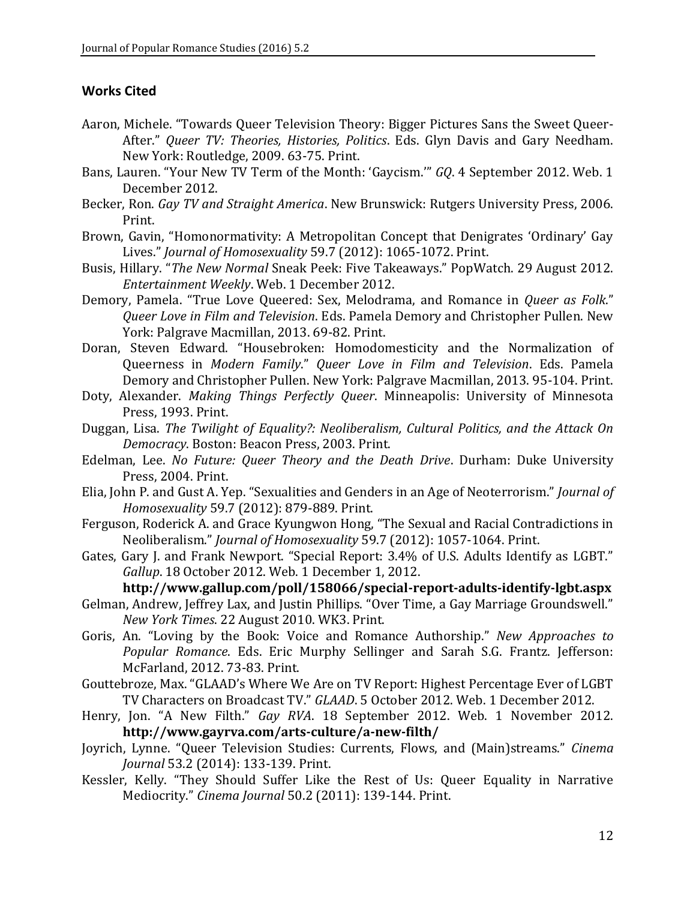## Works Cited

Aaron, Michele. "Towards Queer Television Theory: Bigger Pictures Sans the Sweet Queer-After." *Queer TV: Theories, Histories, Politics*. Eds. Glyn Davis and Gary Needham. New York: Routledge, 2009. 63-75. Print.

Bans, Lauren. "Your New TV Term of the Month: 'Gaycism.'" *GQ*. 4 September 2012. Web. 1 December 2012.

Becker, Ron. *Gay TV and Straight America*. New Brunswick: Rutgers University Press, 2006. Print.

Brown, Gavin, "Homonormativity: A Metropolitan Concept that Denigrates 'Ordinary' Gay Lives." *Journal of Homosexuality* 59.7 (2012): 1065-1072. Print.

Busis, Hillary. "*The New Normal* Sneak Peek: Five Takeaways." PopWatch. 29 August 2012. *Entertainment Weekly*. Web. 1 December 2012.

Demory, Pamela. "True Love Queered: Sex, Melodrama, and Romance in *Queer as Folk*." *Queer Love in Film and Television*. Eds. Pamela Demory and Christopher Pullen. New York: Palgrave Macmillan, 2013. 69-82. Print.

Doran, Steven Edward. "Housebroken: Homodomesticity and the Normalization of Queerness in *Modern Family*." *Queer Love in Film and Television*. Eds. Pamela Demory and Christopher Pullen. New York: Palgrave Macmillan, 2013. 95-104. Print.

Doty, Alexander. *Making Things Perfectly Queer*. Minneapolis: University of Minnesota Press, 1993. Print.

Duggan, Lisa. *The Twilight of Equality?: Neoliberalism, Cultural Politics, and the Attack On Democracy*. Boston: Beacon Press, 2003. Print.

Edelman, Lee. *No Future: Queer Theory and the Death Drive*. Durham: Duke University Press, 2004. Print.

Elia, John P. and Gust A. Yep. "Sexualities and Genders in an Age of Neoterrorism." *Journal of Homosexuality* 59.7 (2012): 879-889. Print.

Ferguson, Roderick A. and Grace Kyungwon Hong, "The Sexual and Racial Contradictions in Neoliberalism." *Journal of Homosexuality* 59.7 (2012): 1057-1064. Print.

Gates, Gary J. and Frank Newport. "Special Report: 3.4% of U.S. Adults Identify as LGBT." *Gallup*. 18 October 2012. Web. 1 December 1, 2012. **http://www.gallup.com/poll/158066/special-report-adults-identify-lgbt.aspx**

Gelman, Andrew, Jeffrey Lax, and Justin Phillips. "Over Time, a Gay Marriage Groundswell." *New York Times*. 22 August 2010. WK3. Print.

Goris, An. "Loving by the Book: Voice and Romance Authorship." *New Approaches to Popular Romance*. Eds. Eric Murphy Sellinger and Sarah S.G. Frantz. Jefferson: McFarland, 2012. 73-83. Print.

Gouttebroze, Max. "GLAAD's Where We Are on TV Report: Highest Percentage Ever of LGBT TV Characters on Broadcast TV." *GLAAD*. 5 October 2012. Web. 1 December 2012.

Henry, Jon. "A New Filth." *Gay RVA*. 18 September 2012. Web. 1 November 2012. **http://www.gayrva.com/arts-culture/a-new-filth/**

Joyrich, Lynne. "Queer Television Studies: Currents, Flows, and (Main)streams." *Cinema Journal* 53.2 (2014): 133-139. Print.

Kessler, Kelly. "They Should Suffer Like the Rest of Us: Queer Equality in Narrative Mediocrity." *Cinema Journal* 50.2 (2011): 139-144. Print.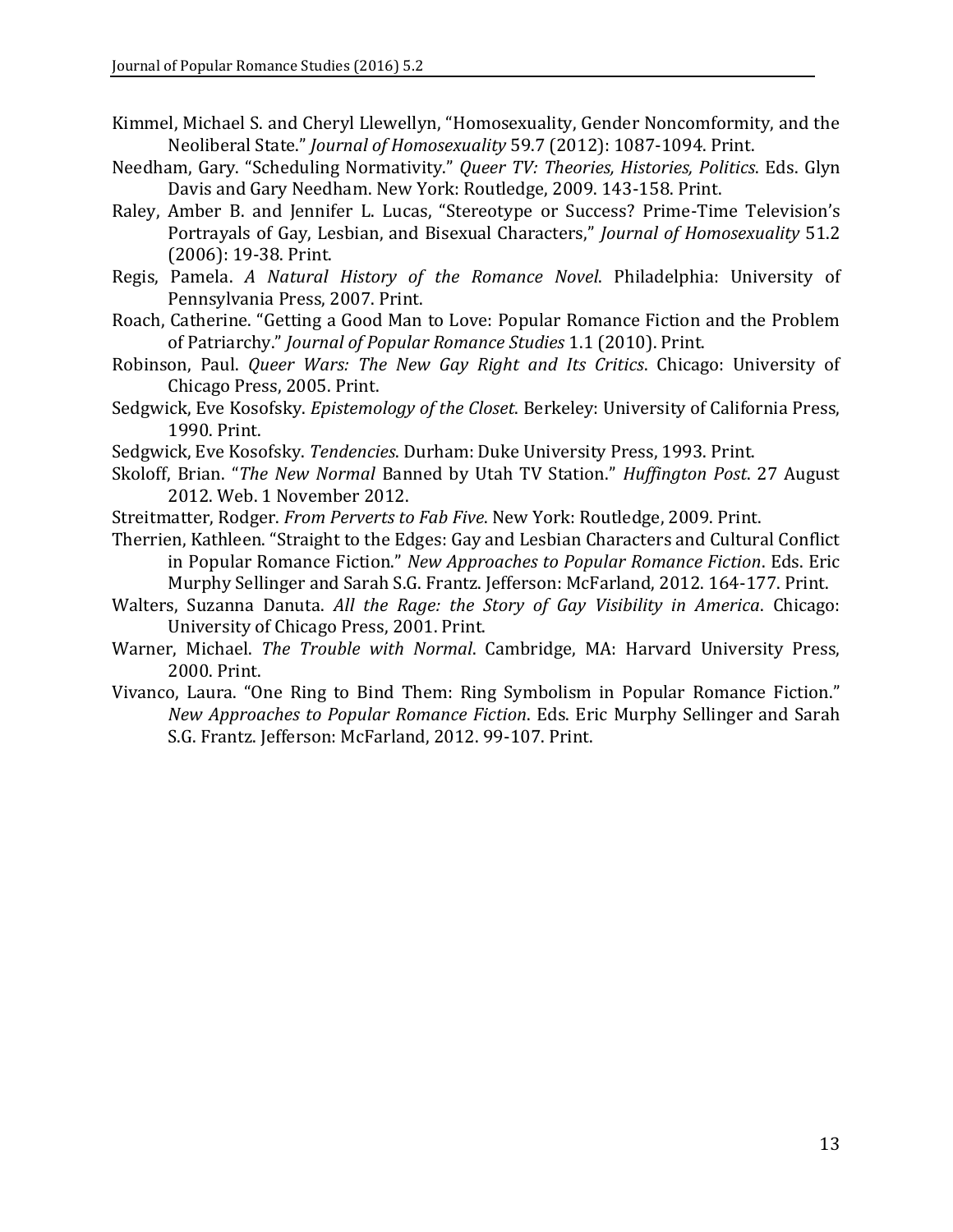Kimmel, Michael S. and Cheryl Llewellyn, "Homosexuality, Gender Noncomformity, and the Neoliberal State." *Journal of Homosexuality* 59.7 (2012): 1087-1094. Print.

Needham, Gary. "Scheduling Normativity." *Queer TV: Theories, Histories, Politics*. Eds. Glyn Davis and Gary Needham. New York: Routledge, 2009. 143-158. Print.

Raley, Amber B. and Jennifer L. Lucas, "Stereotype or Success? Prime-Time Television's Portrayals of Gay, Lesbian, and Bisexual Characters," *Journal of Homosexuality* 51.2 (2006): 19-38. Print.

Regis, Pamela. *A Natural History of the Romance Novel*. Philadelphia: University of Pennsylvania Press, 2007. Print.

Roach, Catherine. "Getting a Good Man to Love: Popular Romance Fiction and the Problem of Patriarchy." *Journal of Popular Romance Studies* 1.1 (2010). Print.

Robinson, Paul. *Queer Wars: The New Gay Right and Its Critics*. Chicago: University of Chicago Press, 2005. Print.

Sedgwick, Eve Kosofsky. *Epistemology of the Closet*. Berkeley: University of California Press, 1990. Print.

Sedgwick, Eve Kosofsky. *Tendencies*. Durham: Duke University Press, 1993. Print.

Skoloff, Brian. "*The New Normal* Banned by Utah TV Station." *Huffington Post*. 27 August 2012. Web. 1 November 2012.

Streitmatter, Rodger. *From Perverts to Fab Five*. New York: Routledge, 2009. Print.

Therrien, Kathleen. "Straight to the Edges: Gay and Lesbian Characters and Cultural Conflict in Popular Romance Fiction." *New Approaches to Popular Romance Fiction*. Eds. Eric Murphy Sellinger and Sarah S.G. Frantz. Jefferson: McFarland, 2012. 164-177. Print.

Walters, Suzanna Danuta. *All the Rage: the Story of Gay Visibility in America*. Chicago: University of Chicago Press, 2001. Print.

Warner, Michael. *The Trouble with Normal*. Cambridge, MA: Harvard University Press, 2000. Print.

Vivanco, Laura. "One Ring to Bind Them: Ring Symbolism in Popular Romance Fiction." *New Approaches to Popular Romance Fiction*. Eds. Eric Murphy Sellinger and Sarah S.G. Frantz. Jefferson: McFarland, 2012. 99-107. Print.